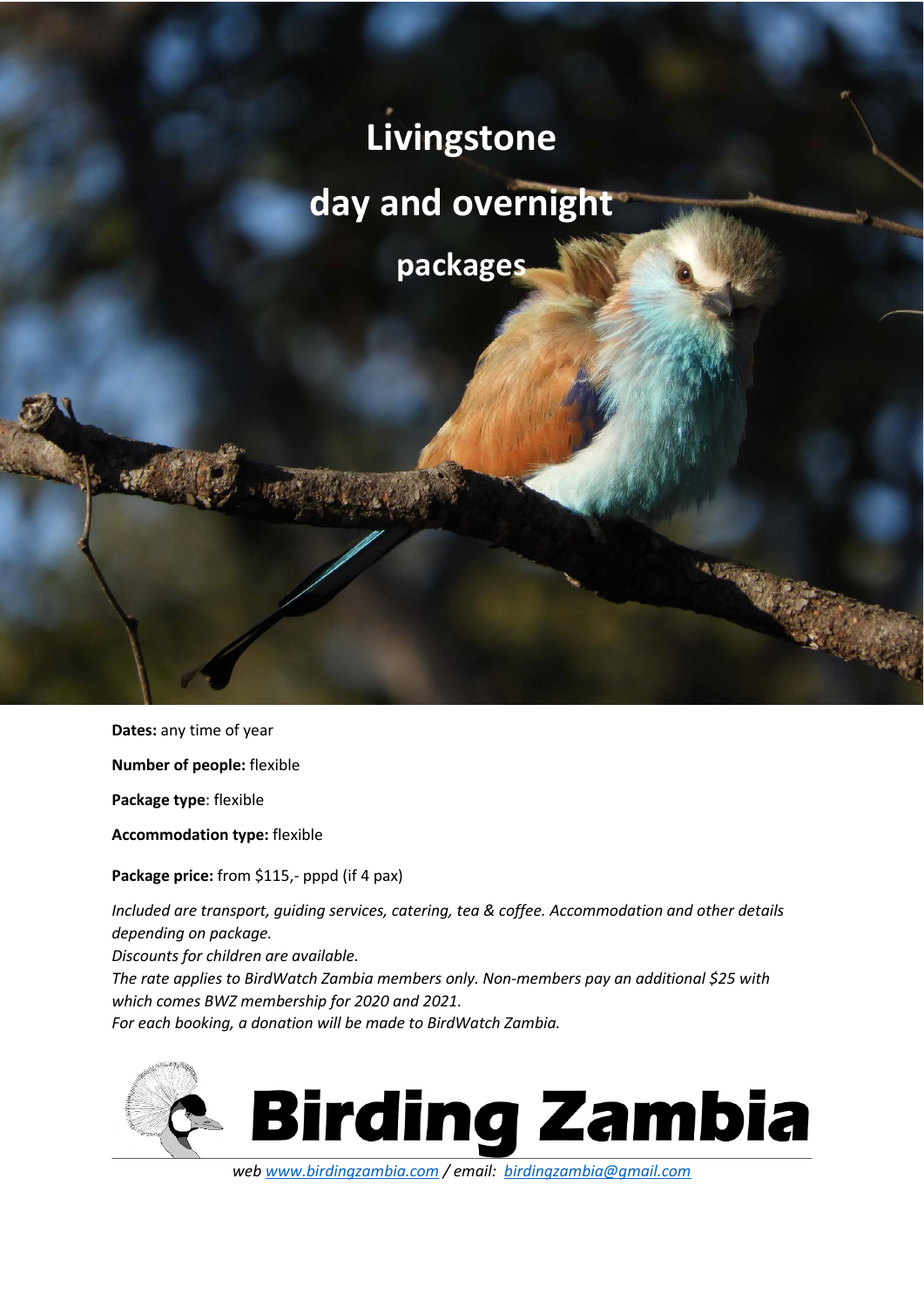# Livingstone day and overnight packages

**Dates:** any time of year

**Number of people:** flexible

**Package type**: flexible

**Accommodation type:** flexible

**Package price:** from $115,- pppd (if 4 pax)

*Included are transport, guiding services, catering, tea & coffee. Accommodation and other details depending on package.*
*Discounts for children are available.*
*The rate applies to BirdWatch Zambia members only. Non-members pay an additional $25 with which comes BWZ membership for 2020 and 2021.*
*For each booking, a donation will be made to BirdWatch Zambia.*

**Birding Zambia**

*web www.birdingzambia.com / email: birdingzambia@gmail.com*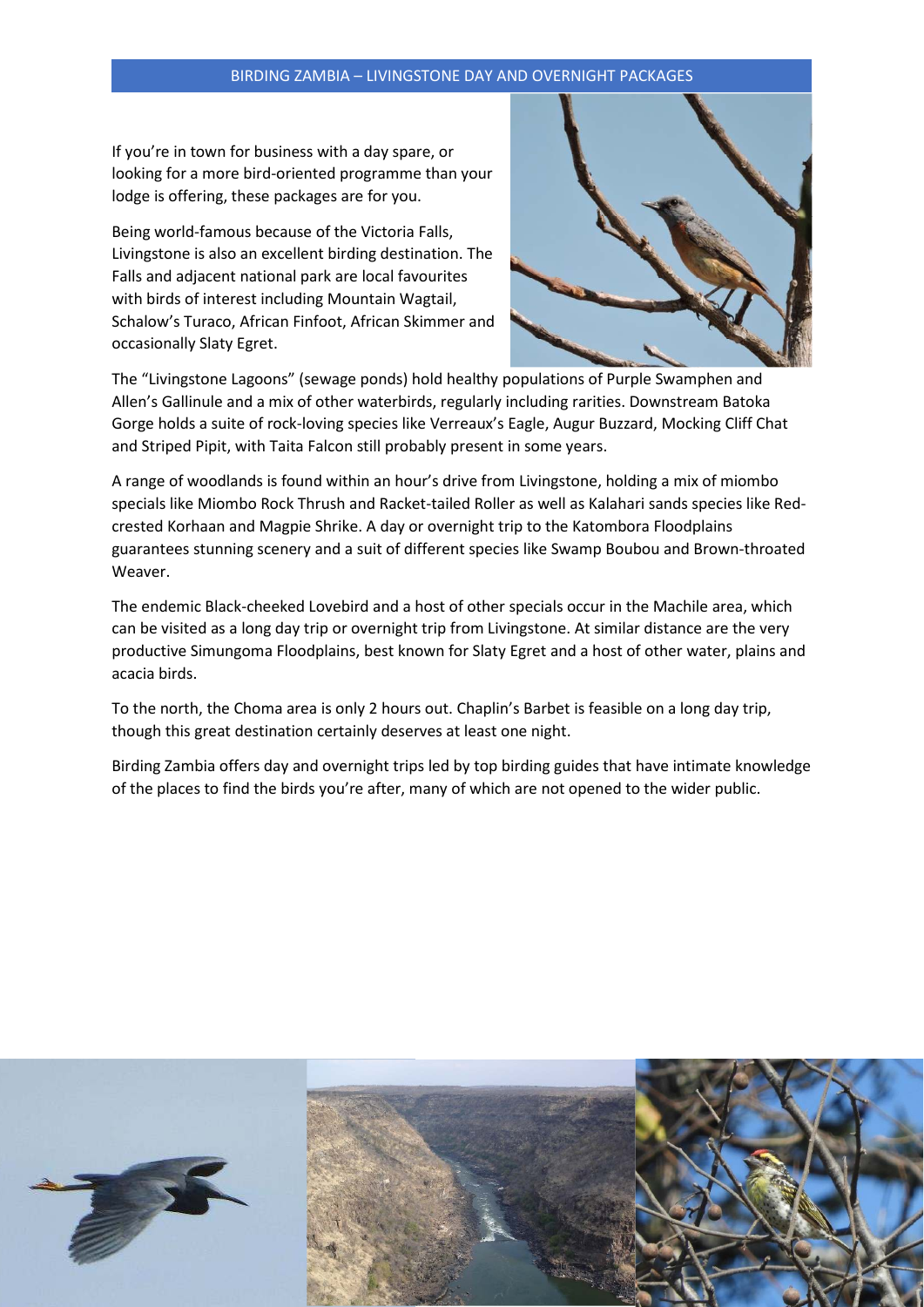# BIRDING ZAMBIA – LIVINGSTONE DAY AND OVERNIGHT PACKAGES

If you're in town for business with a day spare, or looking for a more bird-oriented programme than your lodge is offering, these packages are for you.

Being world-famous because of the Victoria Falls, Livingstone is also an excellent birding destination. The Falls and adjacent national park are local favourites with birds of interest including Mountain Wagtail, Schalow's Turaco, African Finfoot, African Skimmer and occasionally Slaty Egret.

The "Livingstone Lagoons" (sewage ponds) hold healthy populations of Purple Swamphen and Allen's Gallinule and a mix of other waterbirds, regularly including rarities. Downstream Batoka Gorge holds a suite of rock-loving species like Verreaux's Eagle, Augur Buzzard, Mocking Cliff Chat and Striped Pipit, with Taita Falcon still probably present in some years.

A range of woodlands is found within an hour's drive from Livingstone, holding a mix of miombo specials like Miombo Rock Thrush and Racket-tailed Roller as well as Kalahari sands species like Red-crested Korhaan and Magpie Shrike. A day or overnight trip to the Katombora Floodplains guarantees stunning scenery and a suit of different species like Swamp Boubou and Brown-throated Weaver.

The endemic Black-cheeked Lovebird and a host of other specials occur in the Machile area, which can be visited as a long day trip or overnight trip from Livingstone. At similar distance are the very productive Simungoma Floodplains, best known for Slaty Egret and a host of other water, plains and acacia birds.

To the north, the Choma area is only 2 hours out. Chaplin's Barbet is feasible on a long day trip, though this great destination certainly deserves at least one night.

Birding Zambia offers day and overnight trips led by top birding guides that have intimate knowledge of the places to find the birds you're after, many of which are not opened to the wider public.